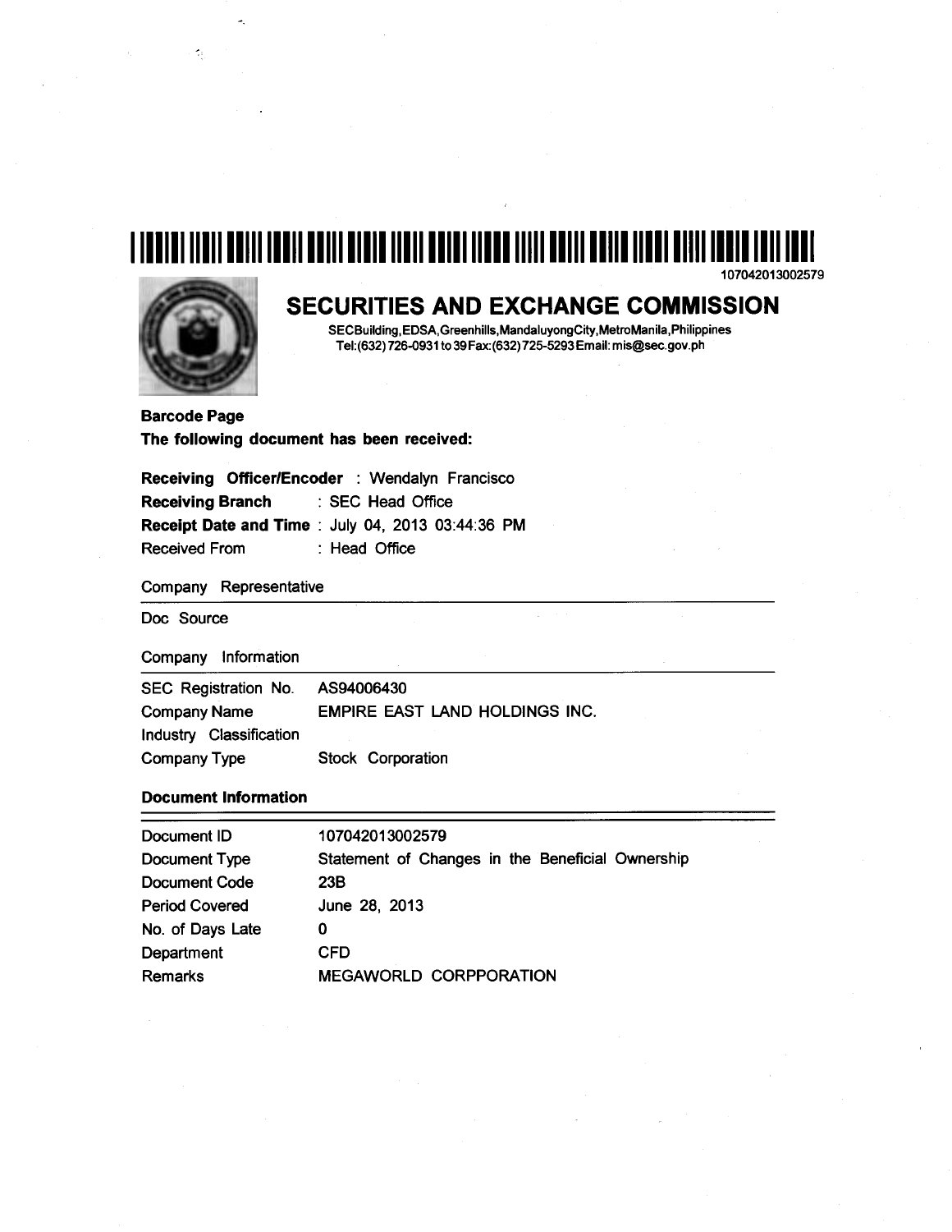107042013002579

# SECURITIES AND EXCHANGE COMMISSION

SECBuilding,EDSA,Greenhills,MandaluyongCity,MetroManila,Philippines
Tel:(632)726-0931 to 39Fax:(632)725-5293Email: mis@sec.gov.ph

**Barcode Page**

**The following document has been received:**

**Receiving Officer/Encoder** : Wendalyn Francisco
**Receiving Branch** : SEC Head Office
**Receipt Date and Time** : July 04, 2013 03:44:36 PM
Received From : Head Office

Company Representative

Doc Source

Company Information

| | |
|---|---|
| SEC Registration No. | AS94006430 |
| Company Name | EMPIRE EAST LAND HOLDINGS INC. |
| Industry Classification | |
| Company Type | Stock Corporation |

**Document Information**

| | |
|---|---|
| Document ID | 107042013002579 |
| Document Type | Statement of Changes in the Beneficial Ownership |
| Document Code | 23B |
| Period Covered | June 28, 2013 |
| No. of Days Late | 0 |
| Department | CFD |
| Remarks | MEGAWORLD CORPPORATION |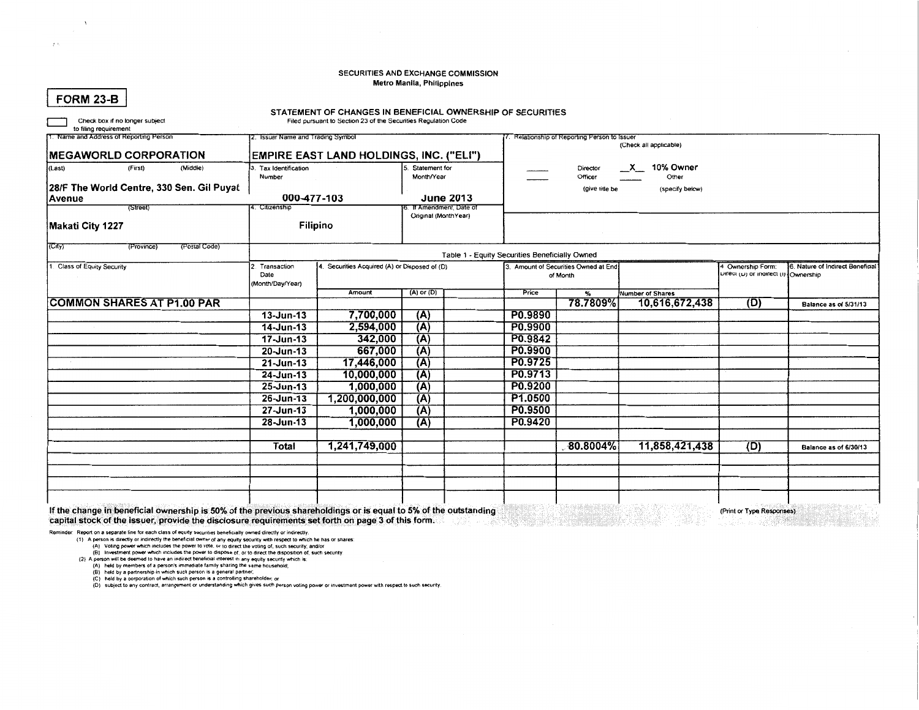SECURITIES AND EXCHANGE COMMISSION
Metro Manila, Philippines

# FORM 23-B

## STATEMENT OF CHANGES IN BENEFICIAL OWNERSHIP OF SECURITIES

Filed pursuant to Section 23 of the Securities Regulation Code

☐ Check box if no longer subject to filing requirement

| 1. Name and Address of Reporting Person | 2. Issuer Name and Trading Symbol | | 7. Relationship of Reporting Person to Issuer (Check all applicable) |
|---|---|---|---|
| **MEGAWORLD CORPORATION** (Last) (First) (Middle) | **EMPIRE EAST LAND HOLDINGS, INC. ("ELI")** | | ___ Director ___ Officer (give title be) |
| **28/F The World Centre, 330 Sen. Gil Puyat Avenue** (Street) | 3. Tax Identification Number: **000-477-103** | 5. Statement for Month/Year: **June 2013** | _X_ 10% Owner ___ Other (specify below) |
| **Makati City 1227** (City) (Province) (Postal Code) | 4. Citizenship: **Filipino** | 6. If Amendment, Date of Original (MonthYear) | |

**Table 1 - Equity Securities Beneficially Owned**

| 1. Class of Equity Security | 2. Transaction Date (Month/Day/Year) | 4. Securities Acquired (A) or Disposed of (D) | | | 3. Amount of Securities Owned at End of Month | | | 4 Ownership Form: Direct (D) or Indirect (I) | 6. Nature of Indirect Beneficial Ownership |
|---|---|---|---|---|---|---|---|---|---|
| | | Amount | (A) or (D) | | Price | % | Number of Shares | | |
| **COMMON SHARES AT P1.00 PAR** | | | | | | **78.7809%** | **10,616,672,438** | **(D)** | Balance as of 5/31/13 |
| | **13-Jun-13** | **7,700,000** | **(A)** | | **P0.9890** | | | | |
| | **14-Jun-13** | **2,594,000** | **(A)** | | **P0.9900** | | | | |
| | **17-Jun-13** | **342,000** | **(A)** | | **P0.9842** | | | | |
| | **20-Jun-13** | **667,000** | **(A)** | | **P0.9900** | | | | |
| | **21-Jun-13** | **17,446,000** | **(A)** | | **P0.9725** | | | | |
| | **24-Jun-13** | **10,000,000** | **(A)** | | **P0.9713** | | | | |
| | **25-Jun-13** | **1,000,000** | **(A)** | | **P0.9200** | | | | |
| | **26-Jun-13** | **1,200,000,000** | **(A)** | | **P1.0500** | | | | |
| | **27-Jun-13** | **1,000,000** | **(A)** | | **P0.9500** | | | | |
| | **28-Jun-13** | **1,000,000** | **(A)** | | **P0.9420** | | | | |
| | **Total** | **1,241,749,000** | | | | **80.8004%** | **11,858,421,438** | **(D)** | Balance as of 6/30/13 |

**If the change in beneficial ownership is 50% of the previous shareholdings or is equal to 5% of the outstanding capital stock of the issuer, provide the disclosure requirements set forth on page 3 of this form.**

(Print or Type Responses)

Reminder: Report on a separate line for each class of equity securities beneficially owned directly or indirectly.

(1) A person is directly or indirectly the beneficial owner of any equity security with respect to which he has or shares:
- (A) Voting power which includes the power to vote, or to direct the voting of, such security; and/or
- (B) Investment power which includes the power to dispose of, or to direct the disposition of, such security.

(2) A person will be deemed to have an indirect beneficial interest in any equity security which is:
- (A) held by members of a person's immediate family sharing the same household;
- (B) held by a partnership in which such person is a general partner;
- (C) held by a corporation of which such person is a controlling shareholder; or
- (D) subject to any contract, arrangement or understanding which gives such person voting power or investment power with respect to such security.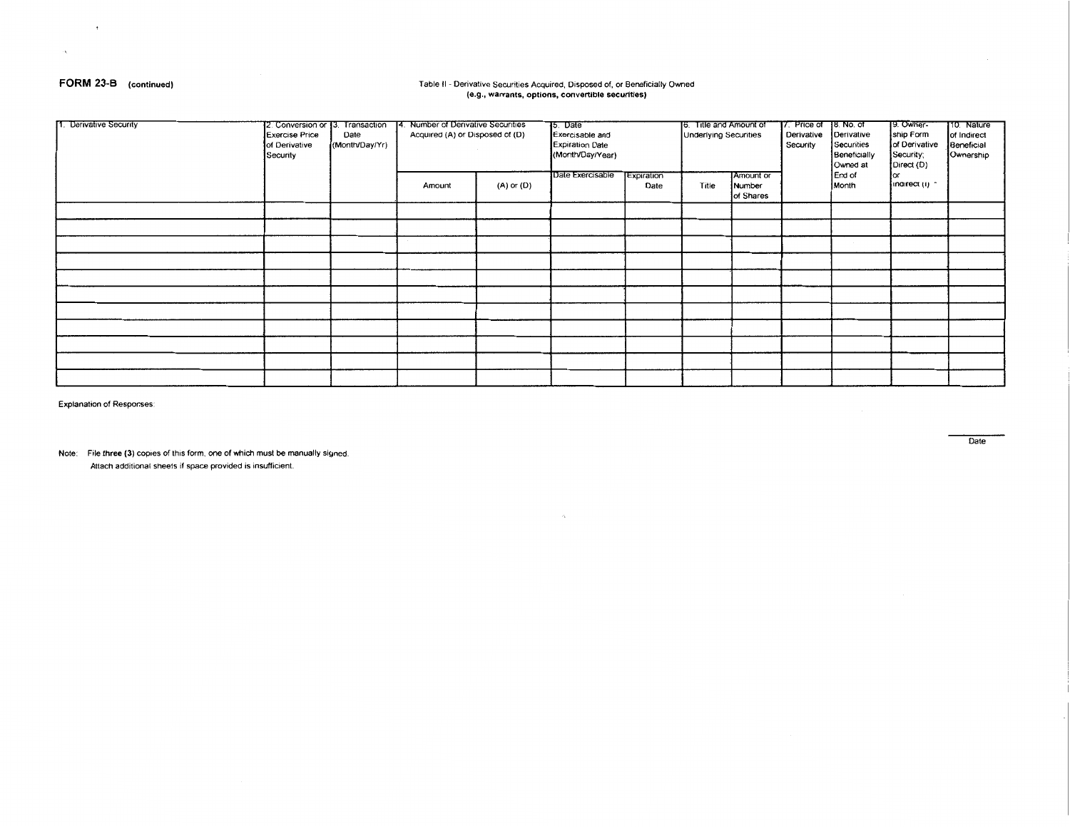**FORM 23-B** (continued)

Table II - Derivative Securities Acquired, Disposed of, or Beneficially Owned
**(e.g., warrants, options, convertible securities)**

| 1. Derivative Security | 2. Conversion or Exercise Price of Derivative Security | 3. Transaction Date (Month/Day/Yr) | 4. Number of Derivative Securities Acquired (A) or Disposed of (D) | | 5. Date Exercisable and Expiration Date (Month/Day/Year) | | 6. Title and Amount of Underlying Securities | | 7. Price of Derivative Security | 8. No. of Derivative Securities Beneficially Owned at End of Month | 9. Ownership Form of Derivative Security; Direct (D) or Indirect (I) * | 10. Nature of Indirect Beneficial Ownership |
|---|---|---|---|---|---|---|---|---|---|---|---|---|
| | | | Amount | (A) or (D) | Date Exercisable | Expiration Date | Title | Amount or Number of Shares | | | | |
| | | | | | | | | | | | | |
| | | | | | | | | | | | | |
| | | | | | | | | | | | | |
| | | | | | | | | | | | | |
| | | | | | | | | | | | | |
| | | | | | | | | | | | | |
| | | | | | | | | | | | | |
| | | | | | | | | | | | | |
| | | | | | | | | | | | | |
| | | | | | | | | | | | | |
| | | | | | | | | | | | | |

Explanation of Responses:

Date

Note: File three (3) copies of this form, one of which must be manually signed.
Attach additional sheets if space provided is insufficient.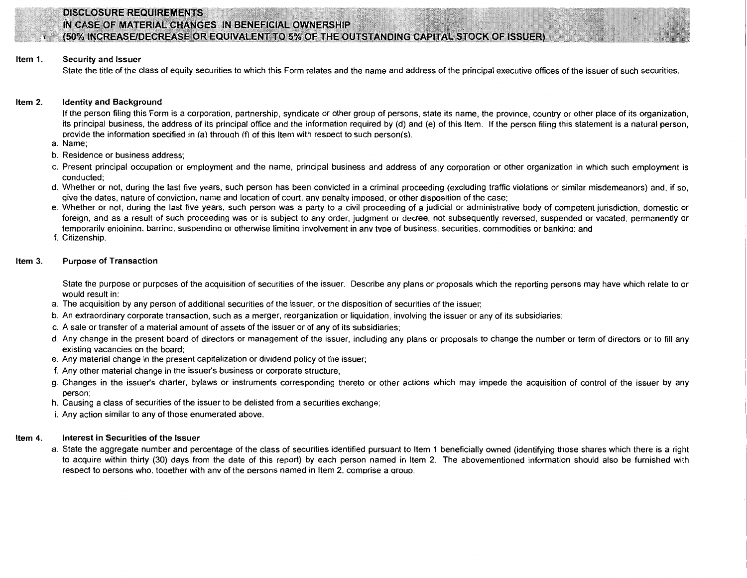# DISCLOSURE REQUIREMENTS
# IN CASE OF MATERIAL CHANGES IN BENEFICIAL OWNERSHIP
# (50% INCREASE/DECREASE OR EQUIVALENT TO 5% OF THE OUTSTANDING CAPITAL STOCK OF ISSUER)

**Item 1. Security and Issuer**

State the title of the class of equity securities to which this Form relates and the name and address of the principal executive offices of the issuer of such securities.

**Item 2. Identity and Background**

If the person filing this Form is a corporation, partnership, syndicate or other group of persons, state its name, the province, country or other place of its organization, its principal business, the address of its principal office and the information required by (d) and (e) of this Item. If the person filing this statement is a natural person, provide the information specified in (a) through (f) of this Item with respect to such person(s).

a. Name;
b. Residence or business address;
c. Present principal occupation or employment and the name, principal business and address of any corporation or other organization in which such employment is conducted;
d. Whether or not, during the last five years, such person has been convicted in a criminal proceeding (excluding traffic violations or similar misdemeanors) and, if so, give the dates, nature of conviction, name and location of court, any penalty imposed, or other disposition of the case;
e. Whether or not, during the last five years, such person was a party to a civil proceeding of a judicial or administrative body of competent jurisdiction, domestic or foreign, and as a result of such proceeding was or is subject to any order, judgment or decree, not subsequently reversed, suspended or vacated, permanently or temporarily enjoining, barring, suspending or otherwise limiting involvement in any type of business, securities, commodities or banking; and
f. Citizenship.

**Item 3. Purpose of Transaction**

State the purpose or purposes of the acquisition of securities of the issuer. Describe any plans or proposals which the reporting persons may have which relate to or would result in:

a. The acquisition by any person of additional securities of the issuer, or the disposition of securities of the issuer;
b. An extraordinary corporate transaction, such as a merger, reorganization or liquidation, involving the issuer or any of its subsidiaries;
c. A sale or transfer of a material amount of assets of the issuer or of any of its subsidiaries;
d. Any change in the present board of directors or management of the issuer, including any plans or proposals to change the number or term of directors or to fill any existing vacancies on the board;
e. Any material change in the present capitalization or dividend policy of the issuer;
f. Any other material change in the issuer's business or corporate structure;
g. Changes in the issuer's charter, bylaws or instruments corresponding thereto or other actions which may impede the acquisition of control of the issuer by any person;
h. Causing a class of securities of the issuer to be delisted from a securities exchange;
i. Any action similar to any of those enumerated above.

**Item 4. Interest in Securities of the Issuer**

a. State the aggregate number and percentage of the class of securities identified pursuant to Item 1 beneficially owned (identifying those shares which there is a right to acquire within thirty (30) days from the date of this report) by each person named in Item 2. The abovementioned information should also be furnished with respect to persons who, together with any of the persons named in Item 2, comprise a group.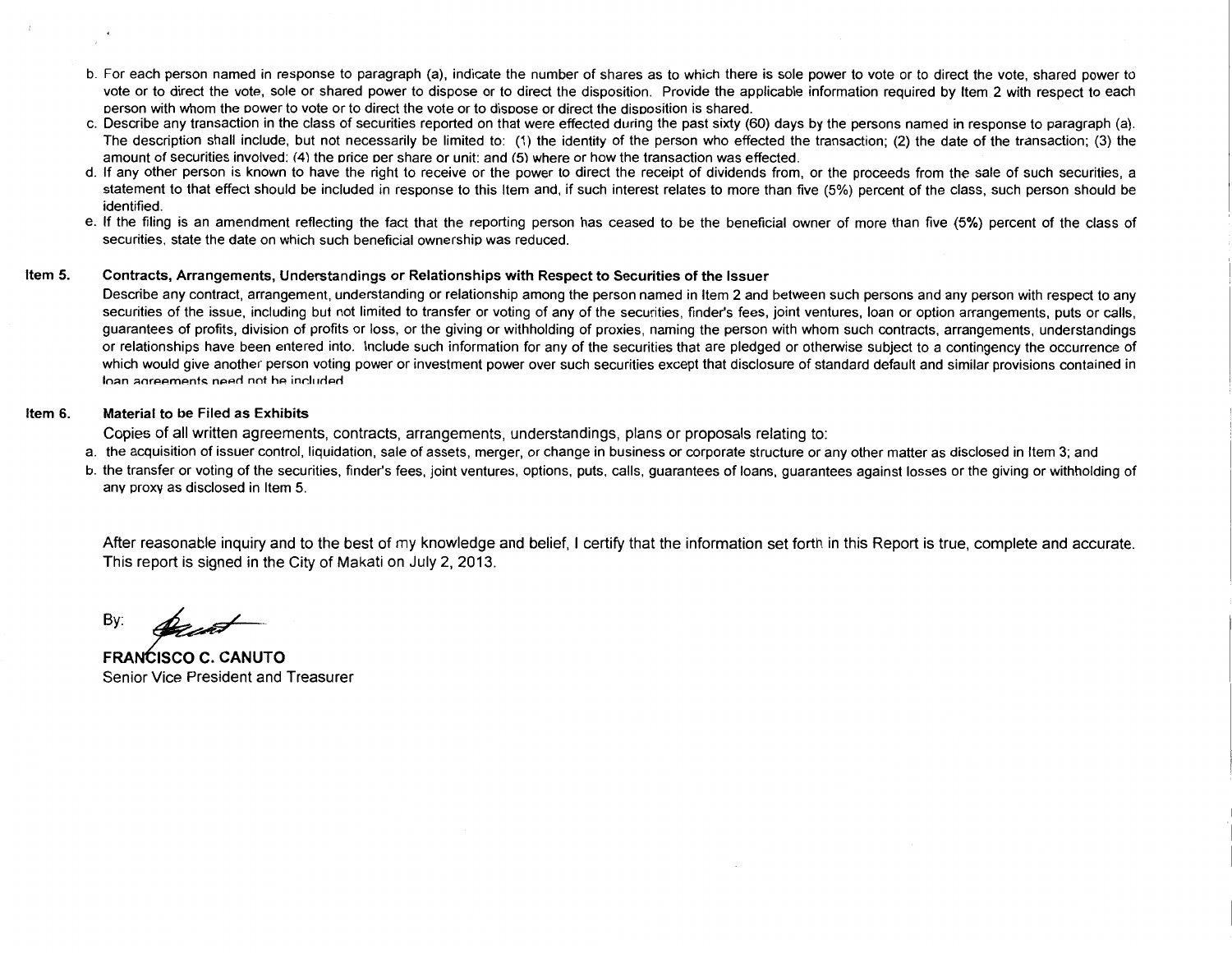b. For each person named in response to paragraph (a), indicate the number of shares as to which there is sole power to vote or to direct the vote, shared power to vote or to direct the vote, sole or shared power to dispose or to direct the disposition. Provide the applicable information required by Item 2 with respect to each person with whom the power to vote or to direct the vote or to dispose or direct the disposition is shared.

c. Describe any transaction in the class of securities reported on that were effected during the past sixty (60) days by the persons named in response to paragraph (a). The description shall include, but not necessarily be limited to: (1) the identity of the person who effected the transaction; (2) the date of the transaction; (3) the amount of securities involved; (4) the price per share or unit; and (5) where or how the transaction was effected.

d. If any other person is known to have the right to receive or the power to direct the receipt of dividends from, or the proceeds from the sale of such securities, a statement to that effect should be included in response to this Item and, if such interest relates to more than five (5%) percent of the class, such person should be identified.

e. If the filing is an amendment reflecting the fact that the reporting person has ceased to be the beneficial owner of more than five (5%) percent of the class of securities, state the date on which such beneficial ownership was reduced.

**Item 5. Contracts, Arrangements, Understandings or Relationships with Respect to Securities of the Issuer**

Describe any contract, arrangement, understanding or relationship among the person named in Item 2 and between such persons and any person with respect to any securities of the issue, including but not limited to transfer or voting of any of the securities, finder's fees, joint ventures, loan or option arrangements, puts or calls, guarantees of profits, division of profits or loss, or the giving or withholding of proxies, naming the person with whom such contracts, arrangements, understandings or relationships have been entered into. Include such information for any of the securities that are pledged or otherwise subject to a contingency the occurrence of which would give another person voting power or investment power over such securities except that disclosure of standard default and similar provisions contained in loan agreements need not be included.

**Item 6. Material to be Filed as Exhibits**

Copies of all written agreements, contracts, arrangements, understandings, plans or proposals relating to:

a. the acquisition of issuer control, liquidation, sale of assets, merger, or change in business or corporate structure or any other matter as disclosed in Item 3; and

b. the transfer or voting of the securities, finder's fees, joint ventures, options, puts, calls, guarantees of loans, guarantees against losses or the giving or withholding of any proxy as disclosed in Item 5.

After reasonable inquiry and to the best of my knowledge and belief, I certify that the information set forth in this Report is true, complete and accurate. This report is signed in the City of Makati on July 2, 2013.

By:

**FRANCISCO C. CANUTO**
Senior Vice President and Treasurer